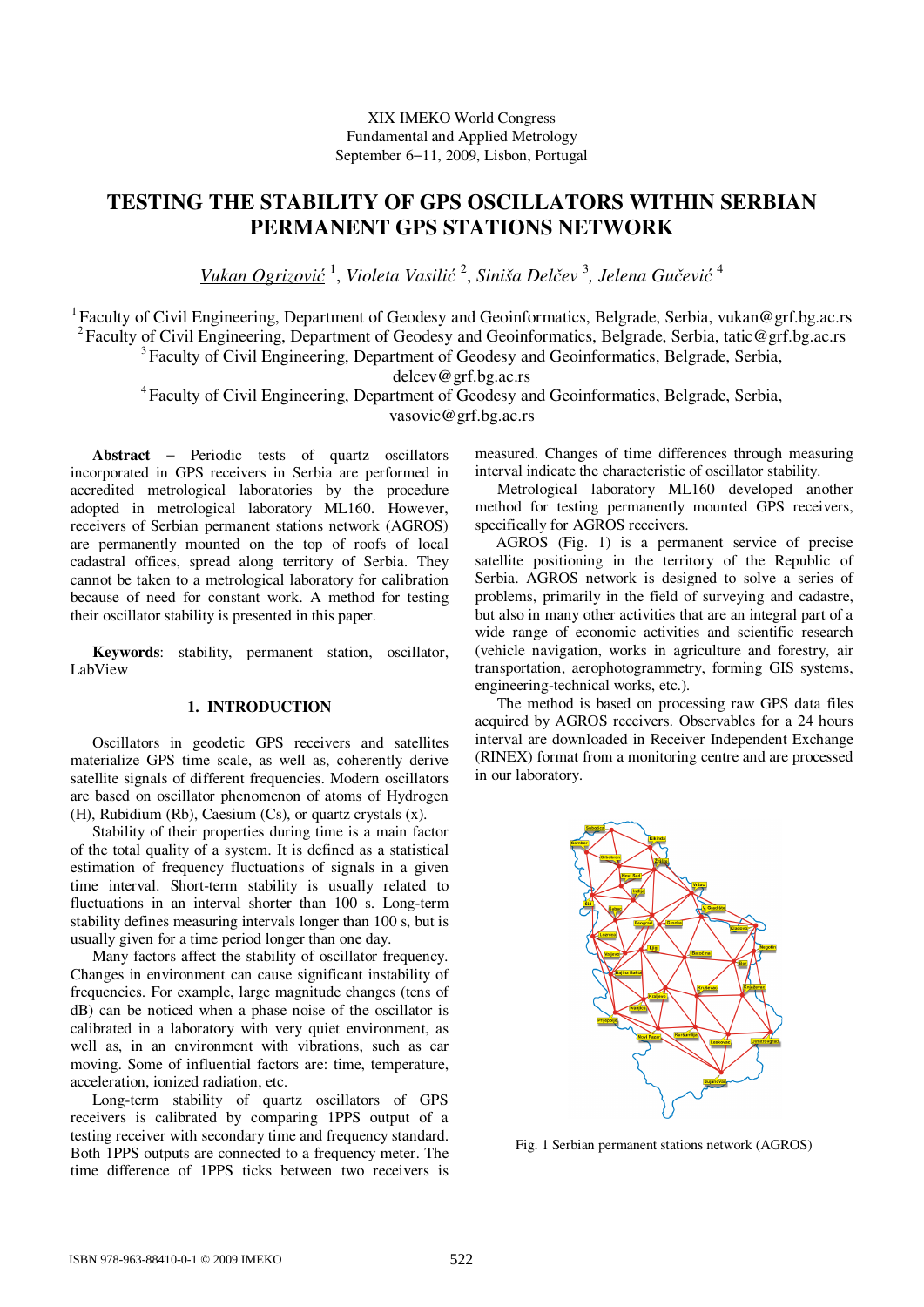XIX IMEKO World Congress
Fundamental and Applied Metrology
September 6−11, 2009, Lisbon, Portugal

# TESTING THE STABILITY OF GPS OSCILLATORS WITHIN SERBIAN PERMANENT GPS STATIONS NETWORK

*Vukan Ogrizović* [1], *Violeta Vasilić* [2], *Siniša Delčev* [3], *Jelena Gučević* [4]

[1] Faculty of Civil Engineering, Department of Geodesy and Geoinformatics, Belgrade, Serbia, vukan@grf.bg.ac.rs
[2] Faculty of Civil Engineering, Department of Geodesy and Geoinformatics, Belgrade, Serbia, tatic@grf.bg.ac.rs
[3] Faculty of Civil Engineering, Department of Geodesy and Geoinformatics, Belgrade, Serbia, delcev@grf.bg.ac.rs
[4] Faculty of Civil Engineering, Department of Geodesy and Geoinformatics, Belgrade, Serbia, vasovic@grf.bg.ac.rs

**Abstract** − Periodic tests of quartz oscillators incorporated in GPS receivers in Serbia are performed in accredited metrological laboratories by the procedure adopted in metrological laboratory ML160. However, receivers of Serbian permanent stations network (AGROS) are permanently mounted on the top of roofs of local cadastral offices, spread along territory of Serbia. They cannot be taken to a metrological laboratory for calibration because of need for constant work. A method for testing their oscillator stability is presented in this paper.

**Keywords**: stability, permanent station, oscillator, LabView

## 1. INTRODUCTION

Oscillators in geodetic GPS receivers and satellites materialize GPS time scale, as well as, coherently derive satellite signals of different frequencies. Modern oscillators are based on oscillator phenomenon of atoms of Hydrogen (H), Rubidium (Rb), Caesium (Cs), or quartz crystals (x).

Stability of their properties during time is a main factor of the total quality of a system. It is defined as a statistical estimation of frequency fluctuations of signals in a given time interval. Short-term stability is usually related to fluctuations in an interval shorter than 100 s. Long-term stability defines measuring intervals longer than 100 s, but is usually given for a time period longer than one day.

Many factors affect the stability of oscillator frequency. Changes in environment can cause significant instability of frequencies. For example, large magnitude changes (tens of dB) can be noticed when a phase noise of the oscillator is calibrated in a laboratory with very quiet environment, as well as, in an environment with vibrations, such as car moving. Some of influential factors are: time, temperature, acceleration, ionized radiation, etc.

Long-term stability of quartz oscillators of GPS receivers is calibrated by comparing 1PPS output of a testing receiver with secondary time and frequency standard. Both 1PPS outputs are connected to a frequency meter. The time difference of 1PPS ticks between two receivers is measured. Changes of time differences through measuring interval indicate the characteristic of oscillator stability.

Metrological laboratory ML160 developed another method for testing permanently mounted GPS receivers, specifically for AGROS receivers.

AGROS (Fig. 1) is a permanent service of precise satellite positioning in the territory of the Republic of Serbia. AGROS network is designed to solve a series of problems, primarily in the field of surveying and cadastre, but also in many other activities that are an integral part of a wide range of economic activities and scientific research (vehicle navigation, works in agriculture and forestry, air transportation, aerophotogrammetry, forming GIS systems, engineering-technical works, etc.).

The method is based on processing raw GPS data files acquired by AGROS receivers. Observables for a 24 hours interval are downloaded in Receiver Independent Exchange (RINEX) format from a monitoring centre and are processed in our laboratory.

Fig. 1 Serbian permanent stations network (AGROS)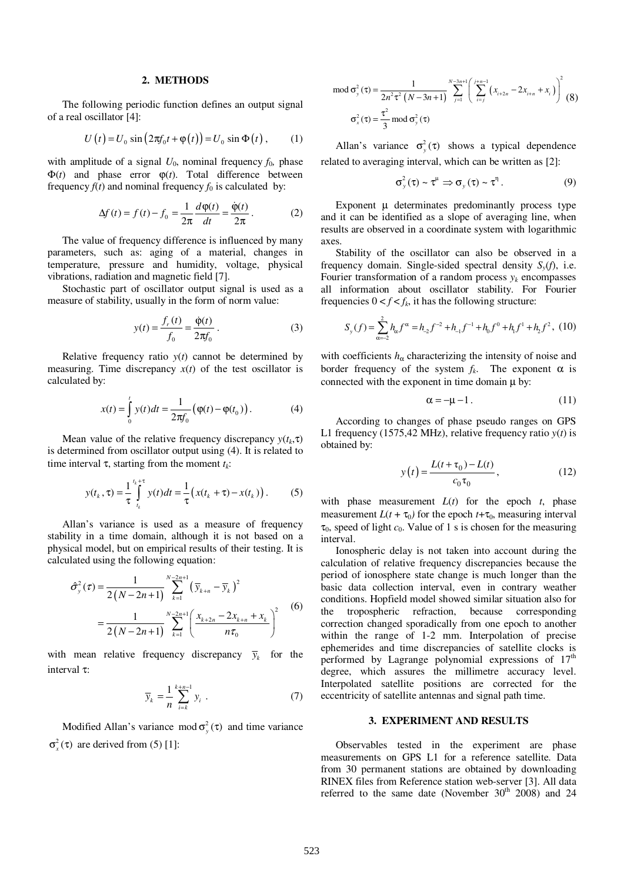## 2. METHODS

The following periodic function defines an output signal of a real oscillator [4]:

$$U(t) = U_0 \sin\left(2\pi f_0 t + \varphi(t)\right) = U_0 \sin \Phi(t), \qquad (1)$$

with amplitude of a signal $U_0$, nominal frequency $f_0$, phase $\Phi(t)$ and phase error $\varphi(t)$. Total difference between frequency $f(t)$ and nominal frequency $f_0$ is calculated by:

$$\Delta f(t) = f(t) - f_0 = \frac{1}{2\pi}\frac{d\varphi(t)}{dt} = \frac{\dot{\varphi}(t)}{2\pi}. \qquad (2)$$

The value of frequency difference is influenced by many parameters, such as: aging of a material, changes in temperature, pressure and humidity, voltage, physical vibrations, radiation and magnetic field [7].

Stochastic part of oscillator output signal is used as a measure of stability, usually in the form of norm value:

$$y(t) = \frac{f_r(t)}{f_0} = \frac{\dot{\varphi}(t)}{2\pi f_0}. \qquad (3)$$

Relative frequency ratio $y(t)$ cannot be determined by measuring. Time discrepancy $x(t)$ of the test oscillator is calculated by:

$$x(t) = \int_0^t y(t)dt = \frac{1}{2\pi f_0}\left(\varphi(t) - \varphi(t_0)\right). \qquad (4)$$

Mean value of the relative frequency discrepancy $y(t_k,\tau)$ is determined from oscillator output using (4). It is related to time interval $\tau$, starting from the moment $t_k$:

$$y(t_k,\tau) = \frac{1}{\tau}\int_{t_k}^{t_k+\tau} y(t)dt = \frac{1}{\tau}\left(x(t_k+\tau) - x(t_k)\right). \qquad (5)$$

Allan's variance is used as a measure of frequency stability in a time domain, although it is not based on a physical model, but on empirical results of their testing. It is calculated using the following equation:

$$\begin{aligned}\hat{\sigma}_y^2(\tau) &= \frac{1}{2(N-2n+1)}\sum_{k=1}^{N-2n+1}\left(\overline{y}_{k+n} - \overline{y}_k\right)^2 \\ &= \frac{1}{2(N-2n+1)}\sum_{k=1}^{N-2n+1}\left(\frac{x_{k+2n} - 2x_{k+n} + x_k}{n\tau_0}\right)^2\end{aligned} \qquad (6)$$

with mean relative frequency discrepancy $\overline{y}_k$ for the interval $\tau$:

$$\overline{y}_k = \frac{1}{n}\sum_{i=k}^{k+n-1} y_i. \qquad (7)$$

Modified Allan's variance $\bmod \sigma_y^2(\tau)$ and time variance $\sigma_x^2(\tau)$ are derived from (5) [1]:

$$\begin{aligned}\bmod \sigma_y^2(\tau) &= \frac{1}{2n^2\tau^2(N-3n+1)}\sum_{j=1}^{N-3n+1}\left(\sum_{i=j}^{j+n-1}\left(x_{i+2n} - 2x_{i+n} + x_i\right)\right)^2 \\ \sigma_x^2(\tau) &= \frac{\tau^2}{3}\bmod \sigma_y^2(\tau)\end{aligned} \qquad (8)$$

Allan's variance $\sigma_y^2(\tau)$ shows a typical dependence related to averaging interval, which can be written as [2]:

$$\sigma_y^2(\tau) \sim \tau^{\mu} \Rightarrow \sigma_y(\tau) \sim \tau^{\eta}. \qquad (9)$$

Exponent $\mu$ determinates predominantly process type and it can be identified as a slope of averaging line, when results are observed in a coordinate system with logarithmic axes.

Stability of the oscillator can also be observed in a frequency domain. Single-sided spectral density $S_y(f)$, i.e. Fourier transformation of a random process $y_k$ encompasses all information about oscillator stability. For Fourier frequencies $0 < f < f_k$, it has the following structure:

$$S_y(f) = \sum_{\alpha=-2}^{2} h_\alpha f^\alpha = h_{-2}f^{-2} + h_{-1}f^{-1} + h_0 f^0 + h_1 f^1 + h_2 f^2, \qquad (10)$$

with coefficients $h_\alpha$ characterizing the intensity of noise and border frequency of the system $f_k$. The exponent $\alpha$ is connected with the exponent in time domain $\mu$ by:

$$\alpha = -\mu - 1. \qquad (11)$$

According to changes of phase pseudo ranges on GPS L1 frequency (1575,42 MHz), relative frequency ratio $y(t)$ is obtained by:

$$y(t) = \frac{L(t+\tau_0) - L(t)}{c_0\tau_0}, \qquad (12)$$

with phase measurement $L(t)$ for the epoch $t$, phase measurement $L(t+\tau_0)$ for the epoch $t+\tau_0$, measuring interval $\tau_0$, speed of light $c_0$. Value of 1 s is chosen for the measuring interval.

Ionospheric delay is not taken into account during the calculation of relative frequency discrepancies because the period of ionosphere state change is much longer than the basic data collection interval, even in contrary weather conditions. Hopfield model showed similar situation also for the tropospheric refraction, because corresponding correction changed sporadically from one epoch to another within the range of 1-2 mm. Interpolation of precise ephemerides and time discrepancies of satellite clocks is performed by Lagrange polynomial expressions of 17th degree, which assures the millimetre accuracy level. Interpolated satellite positions are corrected for the eccentricity of satellite antennas and signal path time.

## 3. EXPERIMENT AND RESULTS

Observables tested in the experiment are phase measurements on GPS L1 for a reference satellite. Data from 30 permanent stations are obtained by downloading RINEX files from Reference station web-server [3]. All data referred to the same date (November 30th 2008) and 24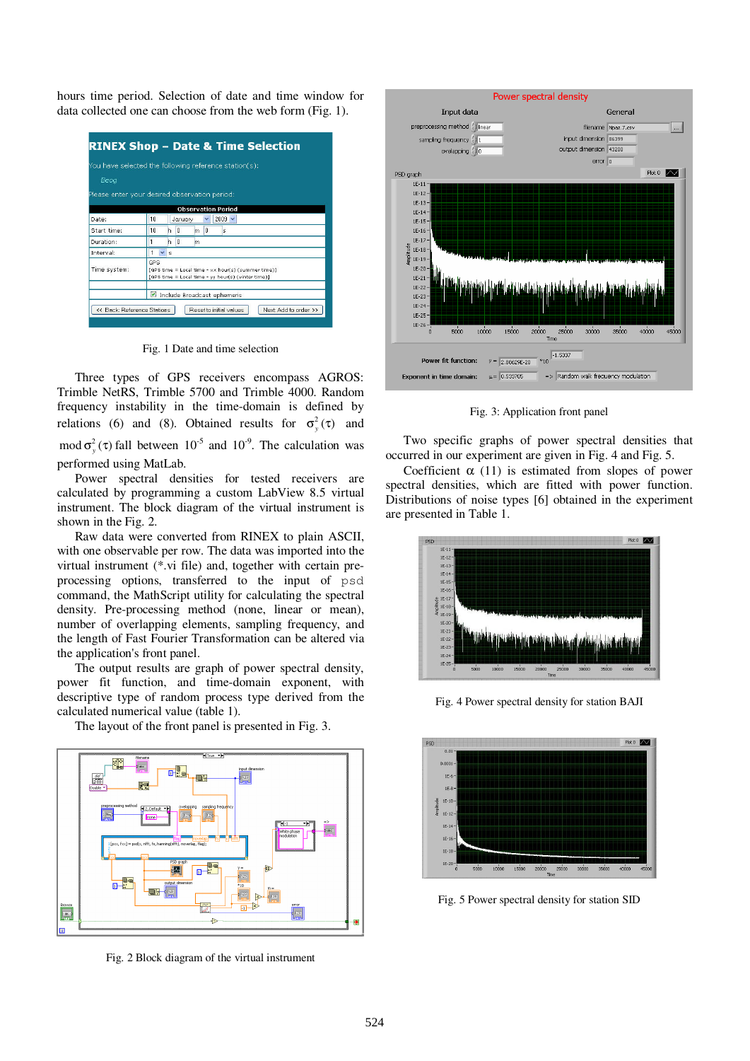hours time period. Selection of date and time window for data collected one can choose from the web form (Fig. 1).

Fig. 1 Date and time selection

Three types of GPS receivers encompass AGROS: Trimble NetRS, Trimble 5700 and Trimble 4000. Random frequency instability in the time-domain is defined by relations (6) and (8). Obtained results for $\sigma_y^2(\tau)$ and $\mathrm{mod}\,\sigma_y^2(\tau)$ fall between $10^{-5}$ and $10^{-9}$. The calculation was performed using MatLab.

Power spectral densities for tested receivers are calculated by programming a custom LabView 8.5 virtual instrument. The block diagram of the virtual instrument is shown in the Fig. 2.

Raw data were converted from RINEX to plain ASCII, with one observable per row. The data was imported into the virtual instrument (*.vi file) and, together with certain pre-processing options, transferred to input of psd command, the MathScript utility for calculating the spectral density. Pre-processing method (none, linear or mean), number of overlapping elements, sampling frequency, and the length of Fast Fourier Transformation can be altered via the application's front panel.

The output results are graph of power spectral density, power fit function, and time-domain exponent, with descriptive type of random process type derived from the calculated numerical value (table 1).

The layout of the front panel is presented in Fig. 3.

Fig. 2 Block diagram of the virtual instrument

Fig. 3: Application front panel

Two specific graphs of power spectral densities that occurred in our experiment are given in Fig. 4 and Fig. 5.

Coefficient $\alpha$ (11) is estimated from slopes of power spectral densities, which are fitted with power function. Distributions of noise types [6] obtained in the experiment are presented in Table 1.

Fig. 4 Power spectral density for station BAJI

Fig. 5 Power spectral density for station SID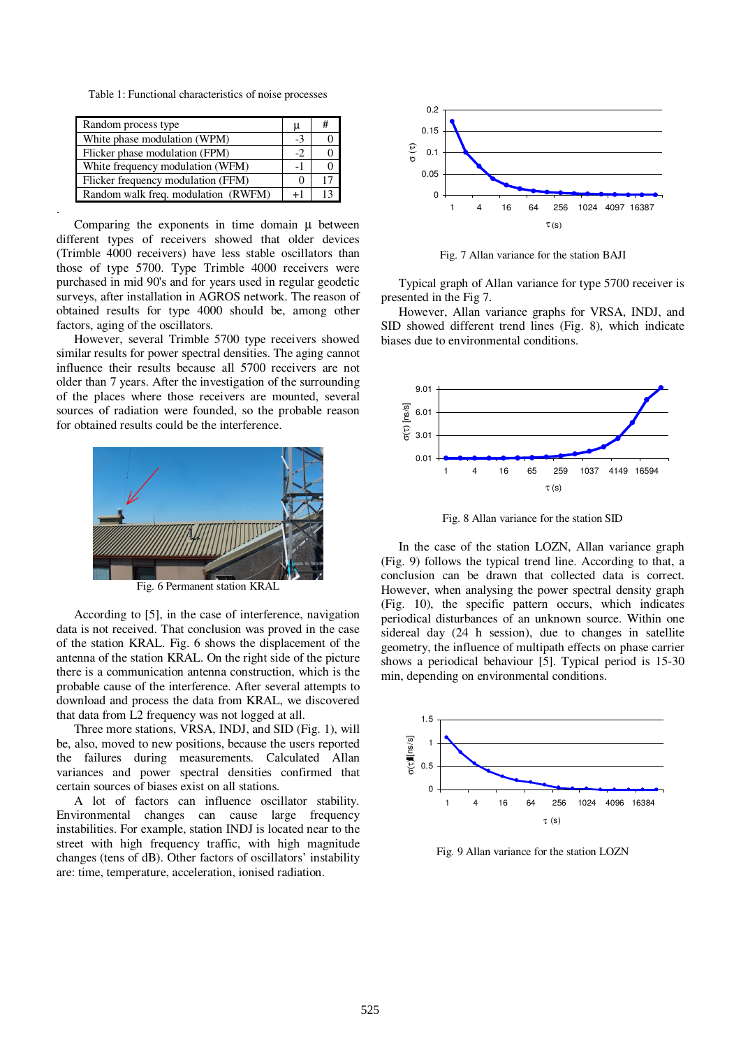Table 1: Functional characteristics of noise processes

| Random process type | μ | # |
|---|---|---|
| White phase modulation (WPM) | -3 | 0 |
| Flicker phase modulation (FPM) | -2 | 0 |
| White frequency modulation (WFM) | -1 | 0 |
| Flicker frequency modulation (FFM) | 0 | 17 |
| Random walk freq. modulation (RWFM) | +1 | 13 |

Comparing the exponents in time domain μ between different types of receivers showed that older devices (Trimble 4000 receivers) have less stable oscillators than those of type 5700. Type Trimble 4000 receivers were purchased in mid 90's and for years used in regular geodetic surveys, after installation in AGROS network. The reason of obtained results for type 4000 should be, among other factors, aging of the oscillators.

However, several Trimble 5700 type receivers showed similar results for power spectral densities. The aging cannot influence their results because all 5700 receivers are not older than 7 years. After the investigation of the surrounding of the places where those receivers are mounted, several sources of radiation were founded, so the probable reason for obtained results could be the interference.

Fig. 6 Permanent station KRAL

According to [5], in the case of interference, navigation data is not received. That conclusion was proved in the case of the station KRAL. Fig. 6 shows the displacement of the antenna of the station KRAL. On the right side of the picture there is a communication antenna construction, which is the probable cause of the interference. After several attempts to download and process the data from KRAL, we discovered that data from L2 frequency was not logged at all.

Three more stations, VRSA, INDJ, and SID (Fig. 1), will be, also, moved to new positions, because the users reported the failures during measurements. Calculated Allan variances and power spectral densities confirmed that certain sources of biases exist on all stations.

A lot of factors can influence oscillator stability. Environmental changes can cause large frequency instabilities. For example, station INDJ is located near to the street with high frequency traffic, with high magnitude changes (tens of dB). Other factors of oscillators' instability are: time, temperature, acceleration, ionised radiation.

Fig. 7 Allan variance for the station BAJI

Typical graph of Allan variance for type 5700 receiver is presented in the Fig 7.

However, Allan variance graphs for VRSA, INDJ, and SID showed different trend lines (Fig. 8), which indicate biases due to environmental conditions.

Fig. 8 Allan variance for the station SID

In the case of the station LOZN, Allan variance graph (Fig. 9) follows the typical trend line. According to that, a conclusion can be drawn that collected data is correct. However, when analysing the power spectral density graph (Fig. 10), the specific pattern occurs, which indicates periodical disturbances of an unknown source. Within one sidereal day (24 h session), due to changes in satellite geometry, the influence of multipath effects on phase carrier shows a periodical behaviour [5]. Typical period is 15-30 min, depending on environmental conditions.

Fig. 9 Allan variance for the station LOZN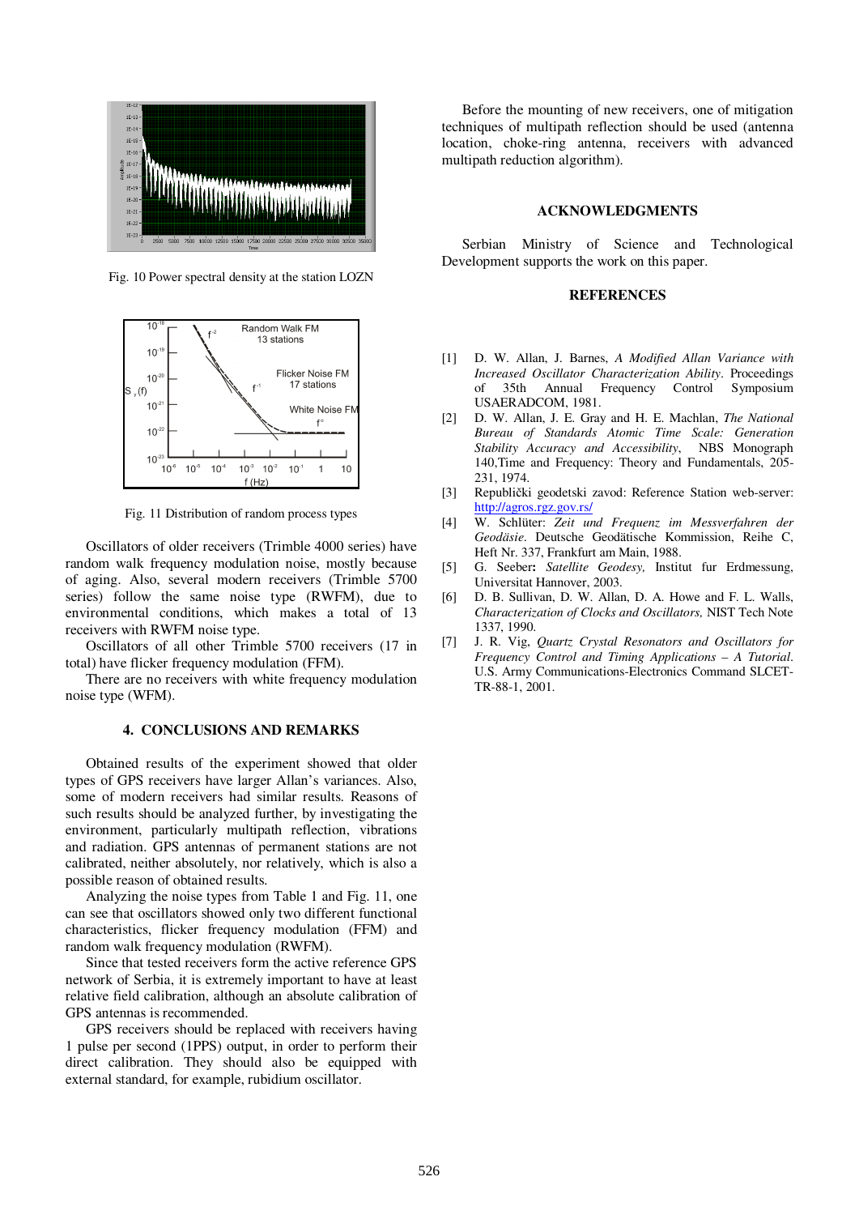1E-12
1E-13
1E-14
1E-15
1E-16
1E-17
1E-18
1E-19
1E-20
1E-21
1E-22
1E-23
Amplitude
0 2500 5000 7500 10000 12500 15000 17500 20000 22500 25000 27500 30000 32500 35000
Time

Fig. 10 Power spectral density at the station LOZN

$10^{-18}$
$10^{-19}$
$10^{-20}$
$10^{-21}$
$10^{-22}$
$10^{-23}$
$S_y(f)$
$f^{-2}$
Random Walk FM
13 stations
$f^{-1}$
Flicker Noise FM
17 stations
White Noise FM
$f^{0}$
$10^{-6}$ $10^{-5}$ $10^{-4}$ $10^{-3}$ $10^{-2}$ $10^{-1}$ 1 10
f (Hz)

Fig. 11 Distribution of random process types

Oscillators of older receivers (Trimble 4000 series) have random walk frequency modulation noise, mostly because of aging. Also, several modern receivers (Trimble 5700 series) follow the same noise type (RWFM), due to environmental conditions, which makes a total of 13 receivers with RWFM noise type.

Oscillators of all other Trimble 5700 receivers (17 in total) have flicker frequency modulation (FFM).

There are no receivers with white frequency modulation noise type (WFM).

## 4. CONCLUSIONS AND REMARKS

Obtained results of the experiment showed that older types of GPS receivers have larger Allan's variances. Also, some of modern receivers had similar results. Reasons of such results should be analyzed further, by investigating the environment, particularly multipath reflection, vibrations and radiation. GPS antennas of permanent stations are not calibrated, neither absolutely, nor relatively, which is also a possible reason of obtained results.

Analyzing the noise types from Table 1 and Fig. 11, one can see that oscillators showed only two different functional characteristics, flicker frequency modulation (FFM) and random walk frequency modulation (RWFM).

Since that tested receivers form the active reference GPS network of Serbia, it is extremely important to have at least relative field calibration, although an absolute calibration of GPS antennas is recommended.

GPS receivers should be replaced with receivers having 1 pulse per second (1PPS) output, in order to perform their direct calibration. They should also be equipped with external standard, for example, rubidium oscillator.

Before the mounting of new receivers, one of mitigation techniques of multipath reflection should be used (antenna location, choke-ring antenna, receivers with advanced multipath reduction algorithm).

## ACKNOWLEDGMENTS

Serbian Ministry of Science and Technological Development supports the work on this paper.

## REFERENCES

[1] D. W. Allan, J. Barnes, *A Modified Allan Variance with Increased Oscillator Characterization Ability*. Proceedings of 35th Annual Frequency Control Symposium USAERADCOM, 1981.

[2] D. W. Allan, J. E. Gray and H. E. Machlan, *The National Bureau of Standards Atomic Time Scale: Generation Stability Accuracy and Accessibility*, NBS Monograph 140,Time and Frequency: Theory and Fundamentals, 205-231, 1974.

[3] Republički geodetski zavod: Reference Station web-server: http://agros.rgz.gov.rs/

[4] W. Schlüter: *Zeit und Frequenz im Messverfahren der Geodäsie*. Deutsche Geodätische Kommission, Reihe C, Heft Nr. 337, Frankfurt am Main, 1988.

[5] G. Seeber**:** *Satellite Geodesy,* Institut fur Erdmessung, Universitat Hannover, 2003.

[6] D. B. Sullivan, D. W. Allan, D. A. Howe and F. L. Walls, *Characterization of Clocks and Oscillators,* NIST Tech Note 1337, 1990.

[7] J. R. Vig, *Quartz Crystal Resonators and Oscillators for Frequency Control and Timing Applications – A Tutorial*. U.S. Army Communications-Electronics Command SLCET-TR-88-1, 2001.